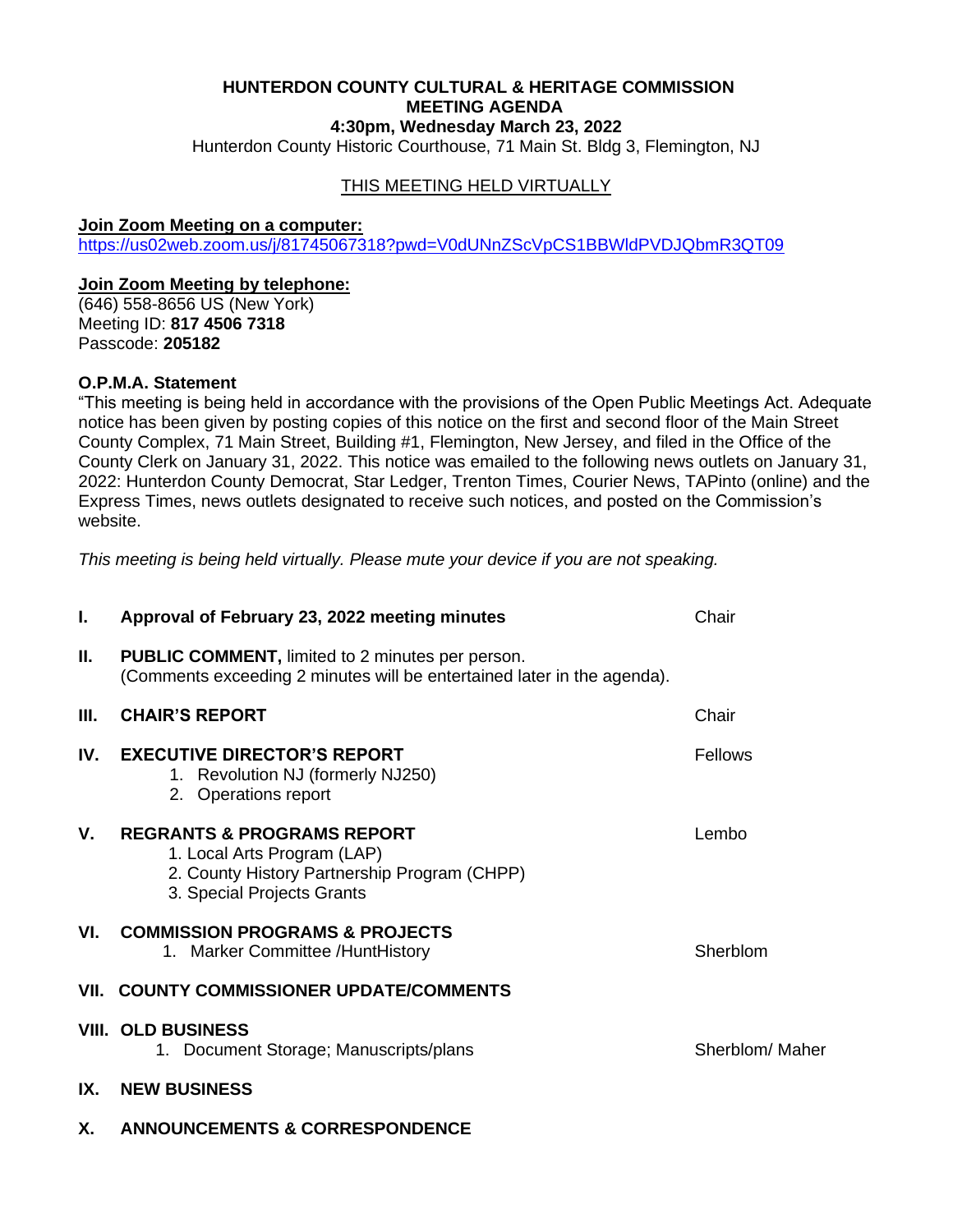# HUNTERDON COUNTY CULTURAL & HERITAGE COMMISSION
## MEETING AGENDA
### 4:30pm, Wednesday March 23, 2022

Hunterdon County Historic Courthouse, 71 Main St. Bldg 3, Flemington, NJ

THIS MEETING HELD VIRTUALLY

**Join Zoom Meeting on a computer:**
https://us02web.zoom.us/j/81745067318?pwd=V0dUNnZScVpCS1BBWldPVDJQbmR3QT09

**Join Zoom Meeting by telephone:**
(646) 558-8656 US (New York)
Meeting ID: **817 4506 7318**
Passcode: **205182**

**O.P.M.A. Statement**
"This meeting is being held in accordance with the provisions of the Open Public Meetings Act. Adequate notice has been given by posting copies of this notice on the first and second floor of the Main Street County Complex, 71 Main Street, Building #1, Flemington, New Jersey, and filed in the Office of the County Clerk on January 31, 2022. This notice was emailed to the following news outlets on January 31, 2022: Hunterdon County Democrat, Star Ledger, Trenton Times, Courier News, TAPinto (online) and the Express Times, news outlets designated to receive such notices, and posted on the Commission's website.

*This meeting is being held virtually. Please mute your device if you are not speaking.*

**I. Approval of February 23, 2022 meeting minutes** — Chair

**II. PUBLIC COMMENT,** limited to 2 minutes per person.
(Comments exceeding 2 minutes will be entertained later in the agenda).

**III. CHAIR'S REPORT** — Chair

**IV. EXECUTIVE DIRECTOR'S REPORT** — Fellows
1. Revolution NJ (formerly NJ250)
2. Operations report

**V. REGRANTS & PROGRAMS REPORT** — Lembo
1. Local Arts Program (LAP)
2. County History Partnership Program (CHPP)
3. Special Projects Grants

**VI. COMMISSION PROGRAMS & PROJECTS**
1. Marker Committee /HuntHistory — Sherblom

**VII. COUNTY COMMISSIONER UPDATE/COMMENTS**

**VIII. OLD BUSINESS**
1. Document Storage; Manuscripts/plans — Sherblom/ Maher

**IX. NEW BUSINESS**

**X. ANNOUNCEMENTS & CORRESPONDENCE**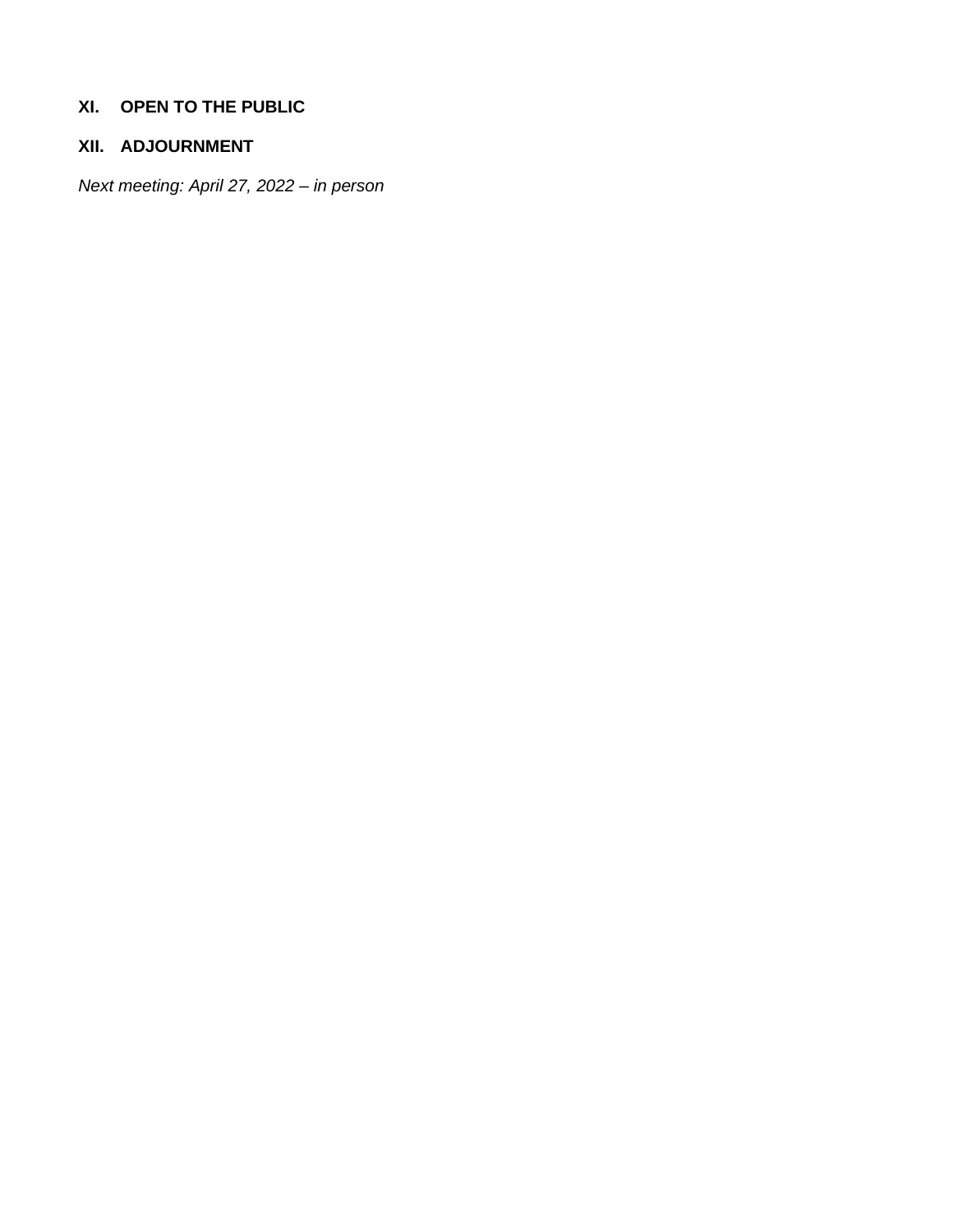## XI. OPEN TO THE PUBLIC

## XII. ADJOURNMENT

*Next meeting: April 27, 2022 – in person*